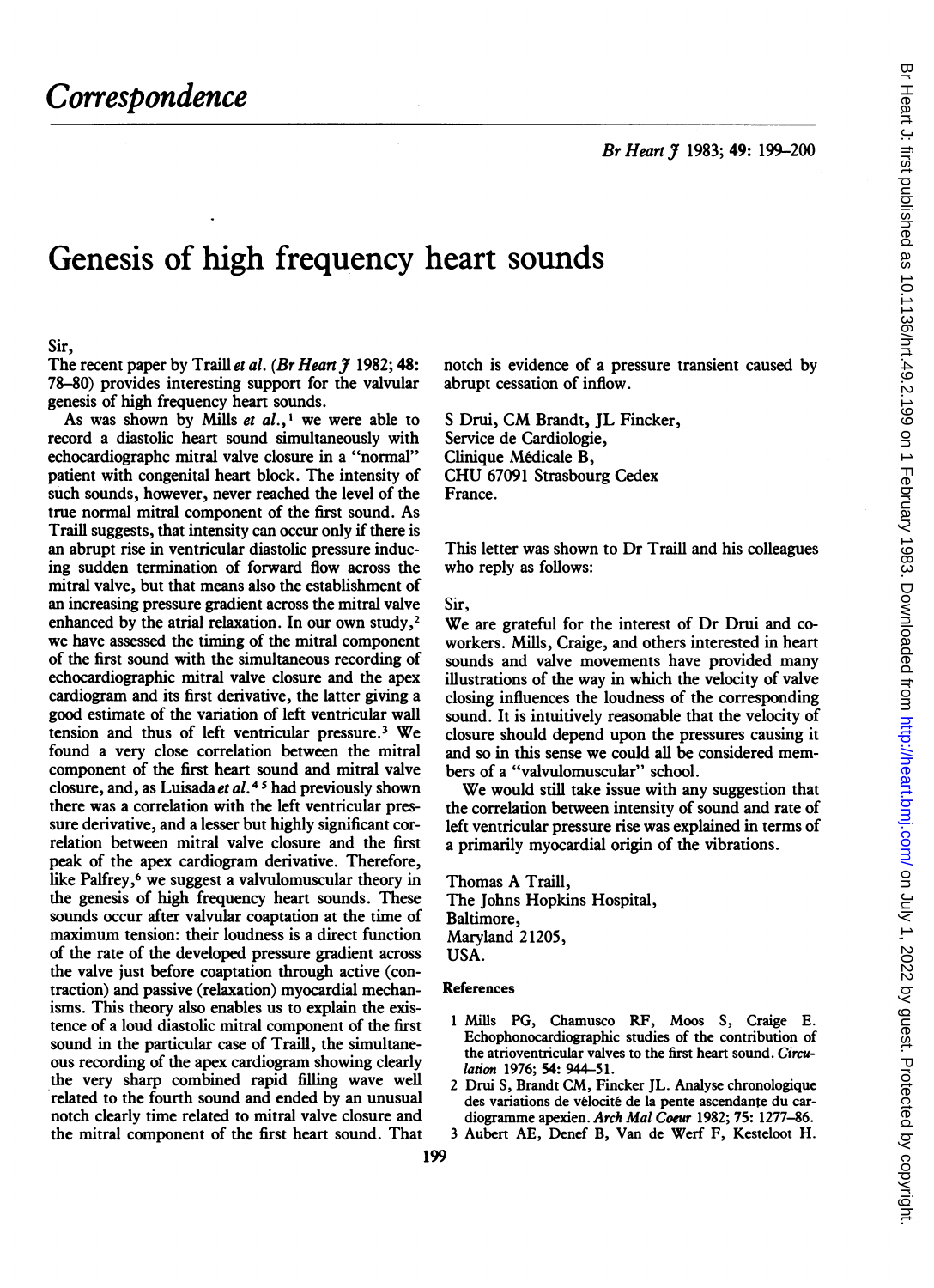# Correspondence

# Genesis of high frequency heart sounds

Sir,

The recent paper by Traill *et al.* (*Br Heart J* 1982; **48**: 78–80) provides interesting support for the valvular genesis of high frequency heart sounds.

As was shown by Mills *et al.*,[1] we were able to record a diastolic heart sound simultaneously with echocardiographc mitral valve closure in a "normal" patient with congenital heart block. The intensity of such sounds, however, never reached the level of the true normal mitral component of the first sound. As Traill suggests, that intensity can occur only if there is an abrupt rise in ventricular diastolic pressure inducing sudden termination of forward flow across the mitral valve, but that means also the establishment of an increasing pressure gradient across the mitral valve enhanced by the atrial relaxation. In our own study,[2] we have assessed the timing of the mitral component of the first sound with the simultaneous recording of echocardiographic mitral valve closure and the apex cardiogram and its first derivative, the latter giving a good estimate of the variation of left ventricular wall tension and thus of left ventricular pressure.[3] We found a very close correlation between the mitral component of the first heart sound and mitral valve closure, and, as Luisada *et al.*[4,5] had previously shown there was a correlation with the left ventricular pressure derivative, and a lesser but highly significant correlation between mitral valve closure and the first peak of the apex cardiogram derivative. Therefore, like Palfrey,[6] we suggest a valvulomuscular theory in the genesis of high frequency heart sounds. These sounds occur after valvular coaptation at the time of maximum tension: their loudness is a direct function of the rate of the developed pressure gradient across the valve just before coaptation through active (contraction) and passive (relaxation) myocardial mechanisms. This theory also enables us to explain the existence of a loud diastolic mitral component of the first sound in the particular case of Traill, the simultaneous recording of the apex cardiogram showing clearly the very sharp combined rapid filling wave well related to the fourth sound and ended by an unusual notch clearly time related to mitral valve closure and the mitral component of the first heart sound. That notch is evidence of a pressure transient caused by abrupt cessation of inflow.

S Drui, CM Brandt, JL Fincker,
Service de Cardiologie,
Clinique Médicale B,
CHU 67091 Strasbourg Cedex
France.

This letter was shown to Dr Traill and his colleagues who reply as follows:

Sir,

We are grateful for the interest of Dr Drui and coworkers. Mills, Craige, and others interested in heart sounds and valve movements have provided many illustrations of the way in which the velocity of valve closing influences the loudness of the corresponding sound. It is intuitively reasonable that the velocity of closure should depend upon the pressures causing it and so in this sense we could all be considered members of a "valvulomuscular" school.

We would still take issue with any suggestion that the correlation between intensity of sound and rate of left ventricular pressure rise was explained in terms of a primarily myocardial origin of the vibrations.

Thomas A Traill,
The Johns Hopkins Hospital,
Baltimore,
Maryland 21205,
USA.

## References

1. Mills PG, Chamusco RF, Moos S, Craige E. Echophonocardiographic studies of the contribution of the atrioventricular valves to the first heart sound. *Circulation* 1976; **54**: 944–51.
2. Drui S, Brandt CM, Fincker JL. Analyse chronologique des variations de vélocité de la pente ascendante du cardiogramme apexien. *Arch Mal Coeur* 1982; **75**: 1277–86.
3. Aubert AE, Denef B, Van de Werf F, Kesteloot H.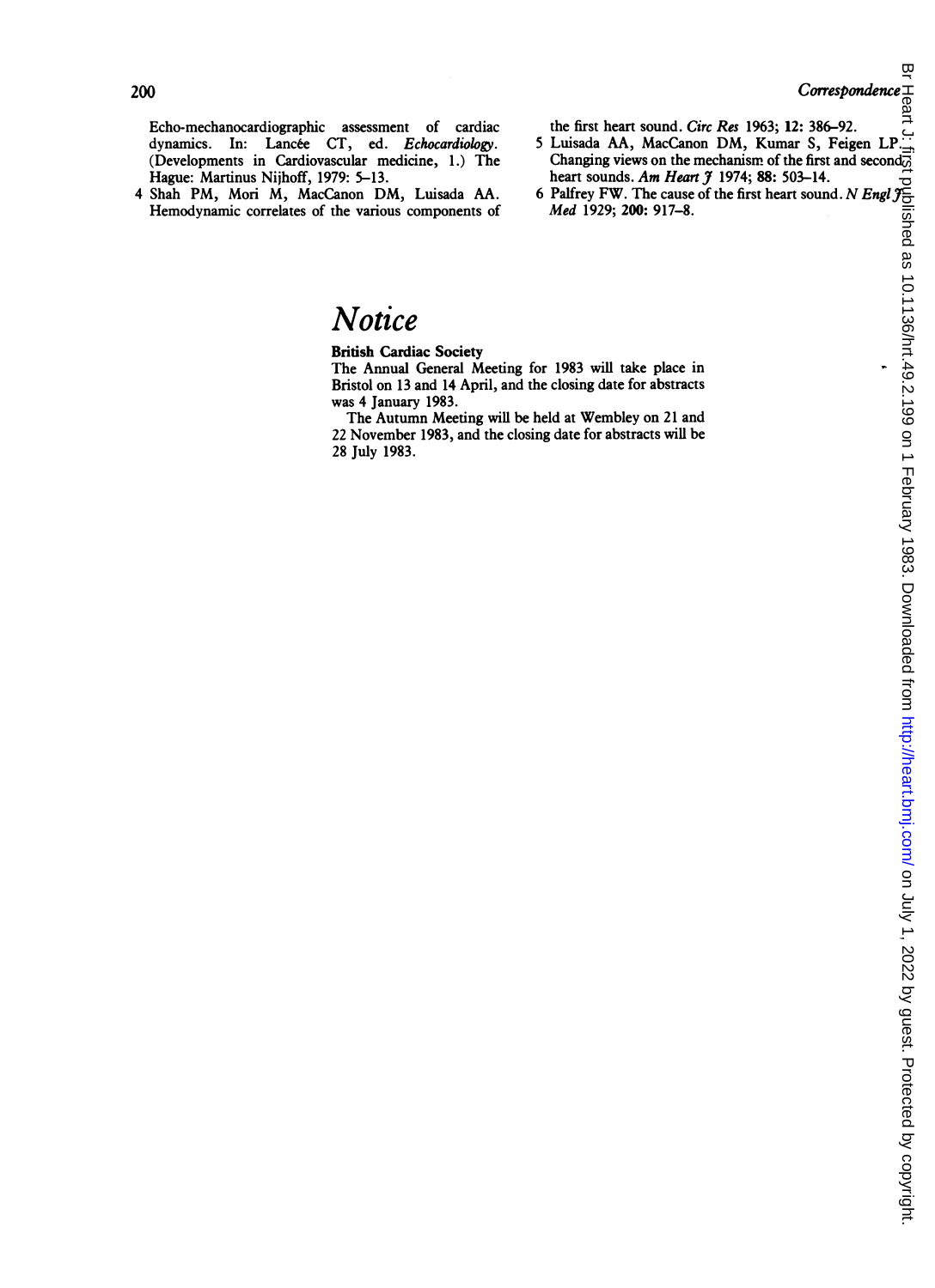Echo-mechanocardiographic assessment of cardiac dynamics. In: Lancée CT, ed. *Echocardiology*. (Developments in Cardiovascular medicine, 1.) The Hague: Martinus Nijhoff, 1979: 5–13.

4 Shah PM, Mori M, MacCanon DM, Luisada AA. Hemodynamic correlates of the various components of the first heart sound. *Circ Res* 1963; **12**: 386–92.

5 Luisada AA, MacCanon DM, Kumar S, Feigen LP. Changing views on the mechanism of the first and second heart sounds. *Am Heart J* 1974; **88**: 503–14.

6 Palfrey FW. The cause of the first heart sound. *N Engl J Med* 1929; **200**: 917–8.

# *Notice*

**British Cardiac Society**

The Annual General Meeting for 1983 will take place in Bristol on 13 and 14 April, and the closing date for abstracts was 4 January 1983.

The Autumn Meeting will be held at Wembley on 21 and 22 November 1983, and the closing date for abstracts will be 28 July 1983.